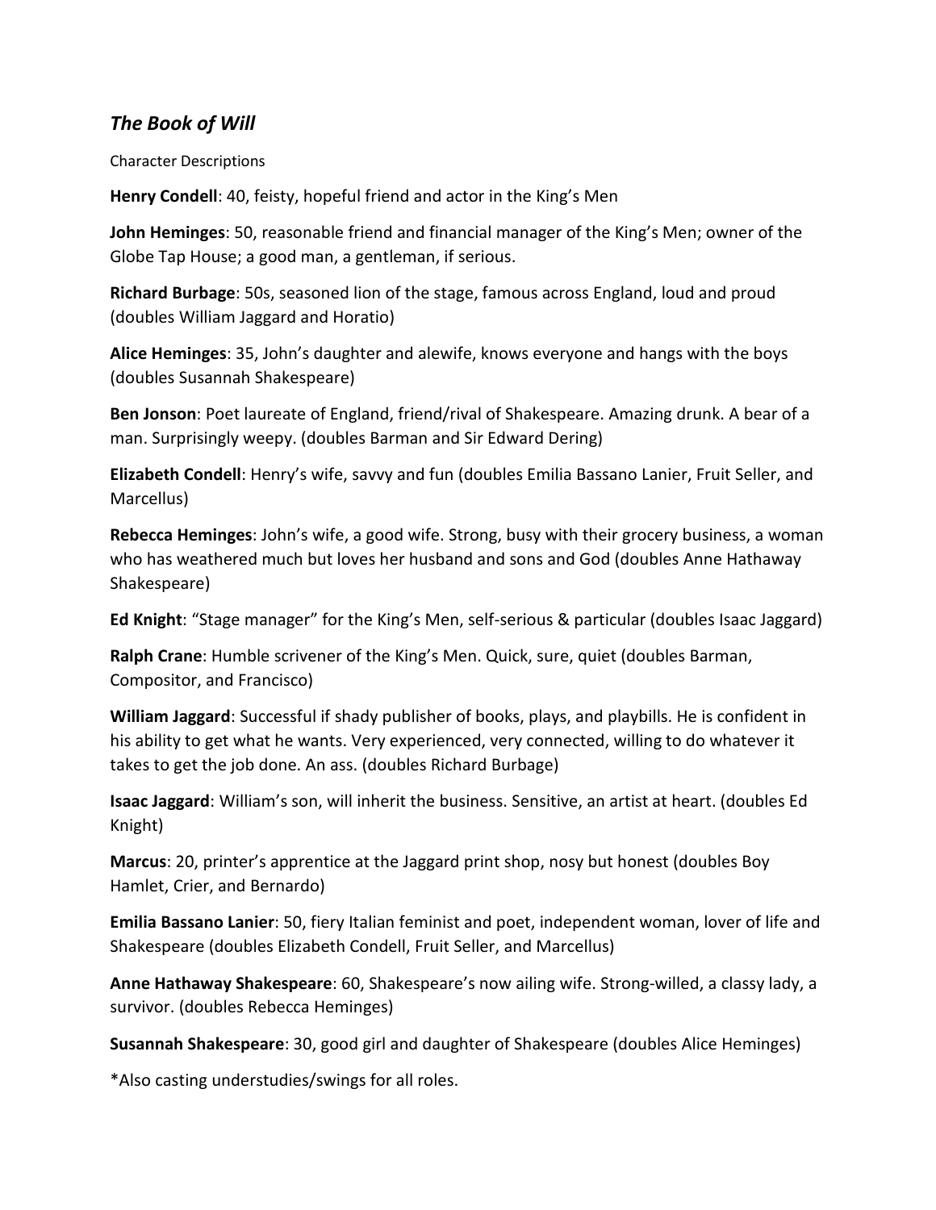## *The Book of Will*

Character Descriptions

**Henry Condell**: 40, feisty, hopeful friend and actor in the King's Men

**John Heminges**: 50, reasonable friend and financial manager of the King's Men; owner of the Globe Tap House; a good man, a gentleman, if serious.

**Richard Burbage**: 50s, seasoned lion of the stage, famous across England, loud and proud (doubles William Jaggard and Horatio)

**Alice Heminges**: 35, John's daughter and alewife, knows everyone and hangs with the boys (doubles Susannah Shakespeare)

**Ben Jonson**: Poet laureate of England, friend/rival of Shakespeare. Amazing drunk. A bear of a man. Surprisingly weepy. (doubles Barman and Sir Edward Dering)

**Elizabeth Condell**: Henry's wife, savvy and fun (doubles Emilia Bassano Lanier, Fruit Seller, and Marcellus)

**Rebecca Heminges**: John's wife, a good wife. Strong, busy with their grocery business, a woman who has weathered much but loves her husband and sons and God (doubles Anne Hathaway Shakespeare)

**Ed Knight**: "Stage manager" for the King's Men, self-serious & particular (doubles Isaac Jaggard)

**Ralph Crane**: Humble scrivener of the King's Men. Quick, sure, quiet (doubles Barman, Compositor, and Francisco)

**William Jaggard**: Successful if shady publisher of books, plays, and playbills. He is confident in his ability to get what he wants. Very experienced, very connected, willing to do whatever it takes to get the job done. An ass. (doubles Richard Burbage)

**Isaac Jaggard**: William's son, will inherit the business. Sensitive, an artist at heart. (doubles Ed Knight)

**Marcus**: 20, printer's apprentice at the Jaggard print shop, nosy but honest (doubles Boy Hamlet, Crier, and Bernardo)

**Emilia Bassano Lanier**: 50, fiery Italian feminist and poet, independent woman, lover of life and Shakespeare (doubles Elizabeth Condell, Fruit Seller, and Marcellus)

**Anne Hathaway Shakespeare**: 60, Shakespeare's now ailing wife. Strong-willed, a classy lady, a survivor. (doubles Rebecca Heminges)

**Susannah Shakespeare**: 30, good girl and daughter of Shakespeare (doubles Alice Heminges)

*Also casting understudies/swings for all roles.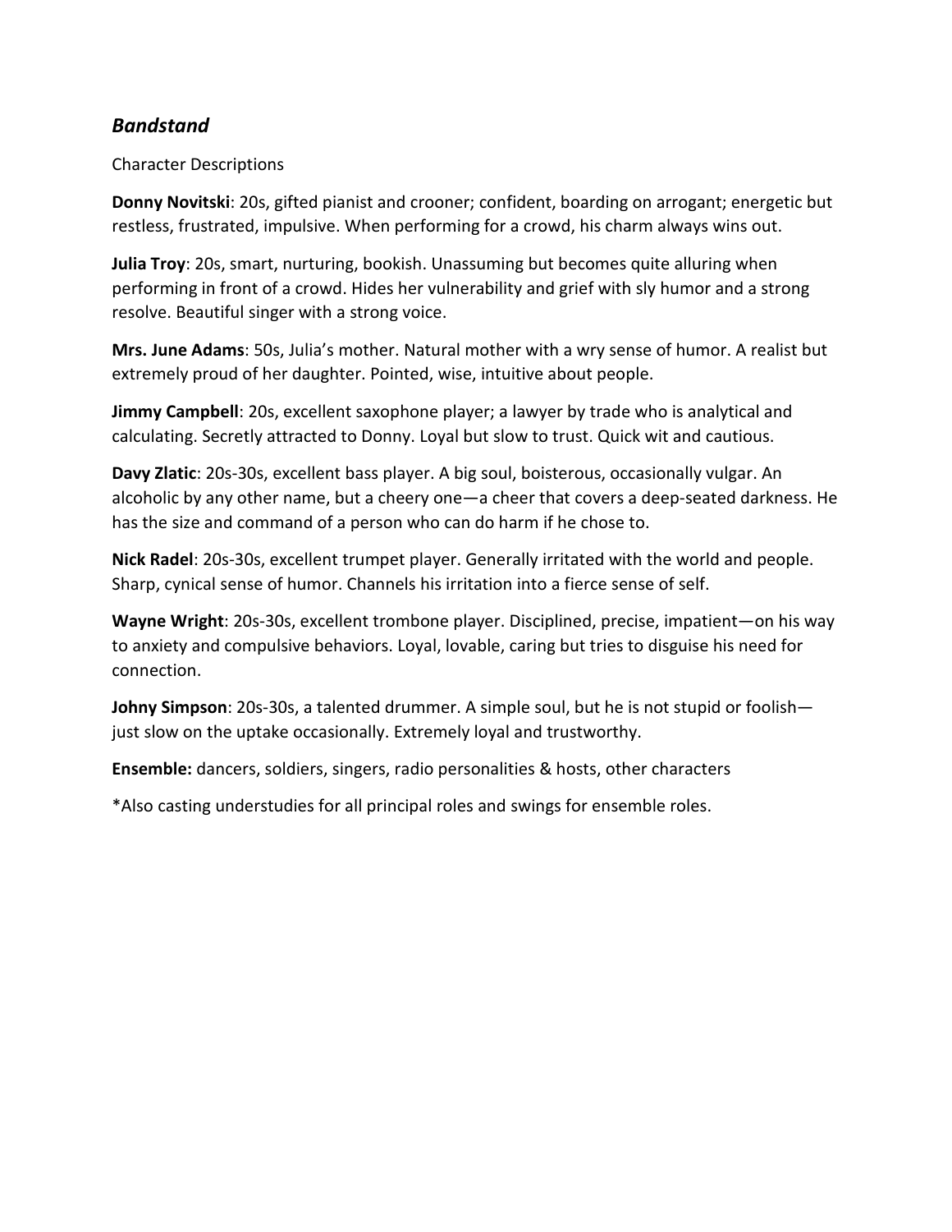## *Bandstand*

Character Descriptions

**Donny Novitski**: 20s, gifted pianist and crooner; confident, boarding on arrogant; energetic but restless, frustrated, impulsive. When performing for a crowd, his charm always wins out.

**Julia Troy**: 20s, smart, nurturing, bookish. Unassuming but becomes quite alluring when performing in front of a crowd. Hides her vulnerability and grief with sly humor and a strong resolve. Beautiful singer with a strong voice.

**Mrs. June Adams**: 50s, Julia's mother. Natural mother with a wry sense of humor. A realist but extremely proud of her daughter. Pointed, wise, intuitive about people.

**Jimmy Campbell**: 20s, excellent saxophone player; a lawyer by trade who is analytical and calculating. Secretly attracted to Donny. Loyal but slow to trust. Quick wit and cautious.

**Davy Zlatic**: 20s-30s, excellent bass player. A big soul, boisterous, occasionally vulgar. An alcoholic by any other name, but a cheery one—a cheer that covers a deep-seated darkness. He has the size and command of a person who can do harm if he chose to.

**Nick Radel**: 20s-30s, excellent trumpet player. Generally irritated with the world and people. Sharp, cynical sense of humor. Channels his irritation into a fierce sense of self.

**Wayne Wright**: 20s-30s, excellent trombone player. Disciplined, precise, impatient—on his way to anxiety and compulsive behaviors. Loyal, lovable, caring but tries to disguise his need for connection.

**Johny Simpson**: 20s-30s, a talented drummer. A simple soul, but he is not stupid or foolish—just slow on the uptake occasionally. Extremely loyal and trustworthy.

**Ensemble:** dancers, soldiers, singers, radio personalities & hosts, other characters

*Also casting understudies for all principal roles and swings for ensemble roles.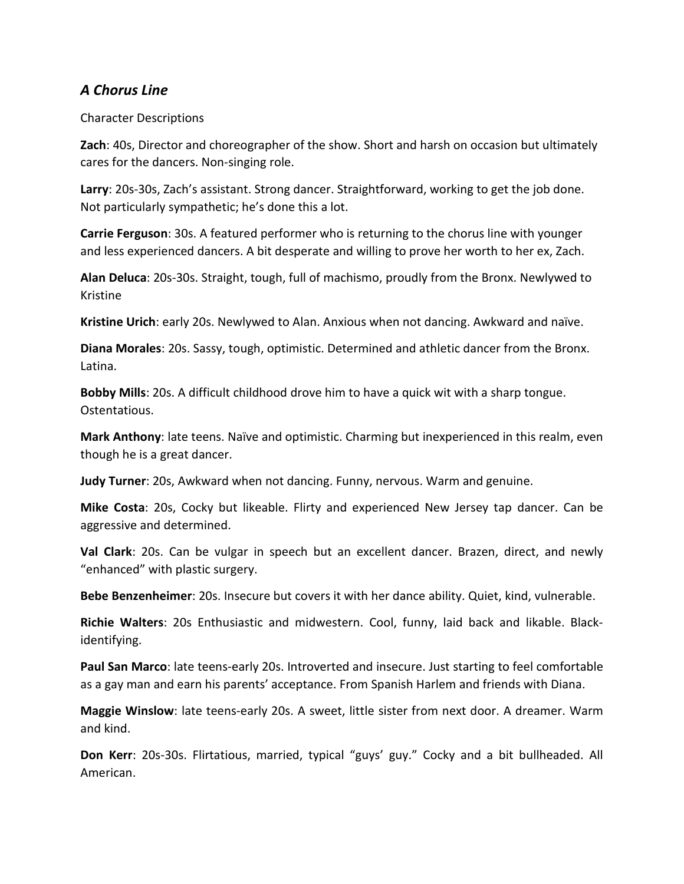## *A Chorus Line*

Character Descriptions

**Zach**: 40s, Director and choreographer of the show. Short and harsh on occasion but ultimately cares for the dancers. Non-singing role.

**Larry**: 20s-30s, Zach's assistant. Strong dancer. Straightforward, working to get the job done. Not particularly sympathetic; he's done this a lot.

**Carrie Ferguson**: 30s. A featured performer who is returning to the chorus line with younger and less experienced dancers. A bit desperate and willing to prove her worth to her ex, Zach.

**Alan Deluca**: 20s-30s. Straight, tough, full of machismo, proudly from the Bronx. Newlywed to Kristine

**Kristine Urich**: early 20s. Newlywed to Alan. Anxious when not dancing. Awkward and naïve.

**Diana Morales**: 20s. Sassy, tough, optimistic. Determined and athletic dancer from the Bronx. Latina.

**Bobby Mills**: 20s. A difficult childhood drove him to have a quick wit with a sharp tongue. Ostentatious.

**Mark Anthony**: late teens. Naïve and optimistic. Charming but inexperienced in this realm, even though he is a great dancer.

**Judy Turner**: 20s, Awkward when not dancing. Funny, nervous. Warm and genuine.

**Mike Costa**: 20s, Cocky but likeable. Flirty and experienced New Jersey tap dancer. Can be aggressive and determined.

**Val Clark**: 20s. Can be vulgar in speech but an excellent dancer. Brazen, direct, and newly "enhanced" with plastic surgery.

**Bebe Benzenheimer**: 20s. Insecure but covers it with her dance ability. Quiet, kind, vulnerable.

**Richie Walters**: 20s Enthusiastic and midwestern. Cool, funny, laid back and likable. Black-identifying.

**Paul San Marco**: late teens-early 20s. Introverted and insecure. Just starting to feel comfortable as a gay man and earn his parents' acceptance. From Spanish Harlem and friends with Diana.

**Maggie Winslow**: late teens-early 20s. A sweet, little sister from next door. A dreamer. Warm and kind.

**Don Kerr**: 20s-30s. Flirtatious, married, typical "guys' guy." Cocky and a bit bullheaded. All American.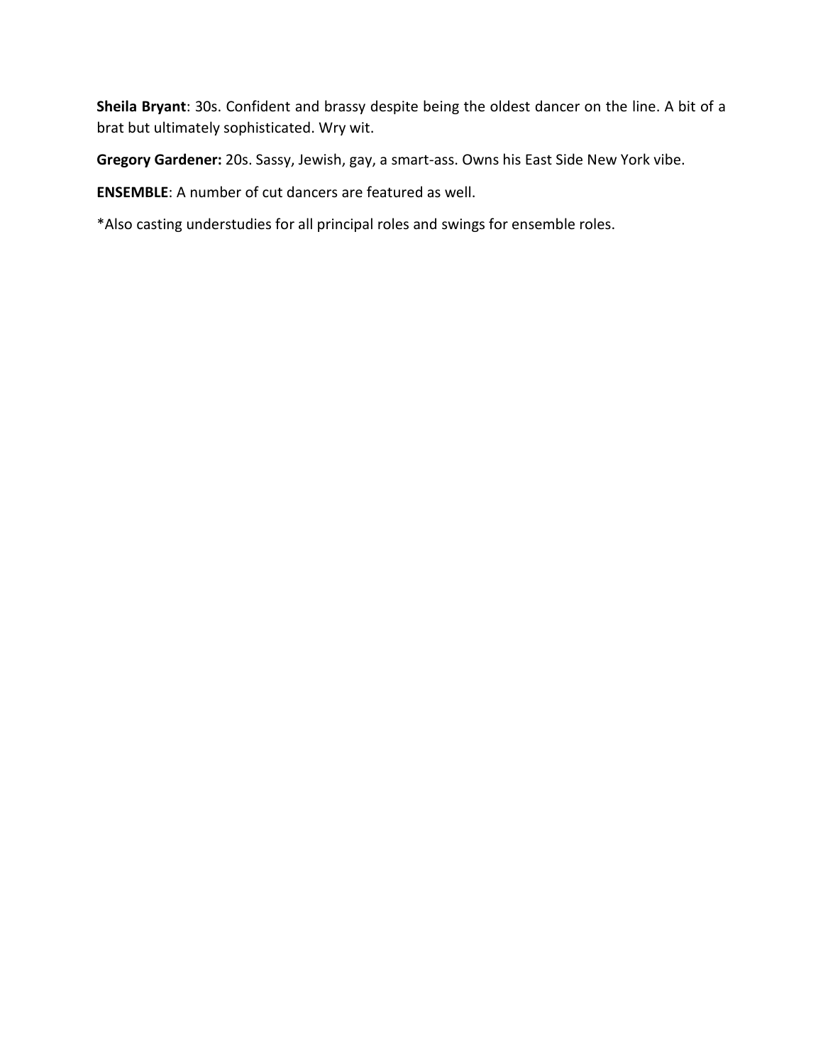**Sheila Bryant**: 30s. Confident and brassy despite being the oldest dancer on the line. A bit of a brat but ultimately sophisticated. Wry wit.

**Gregory Gardener:** 20s. Sassy, Jewish, gay, a smart-ass. Owns his East Side New York vibe.

**ENSEMBLE**: A number of cut dancers are featured as well.

*Also casting understudies for all principal roles and swings for ensemble roles.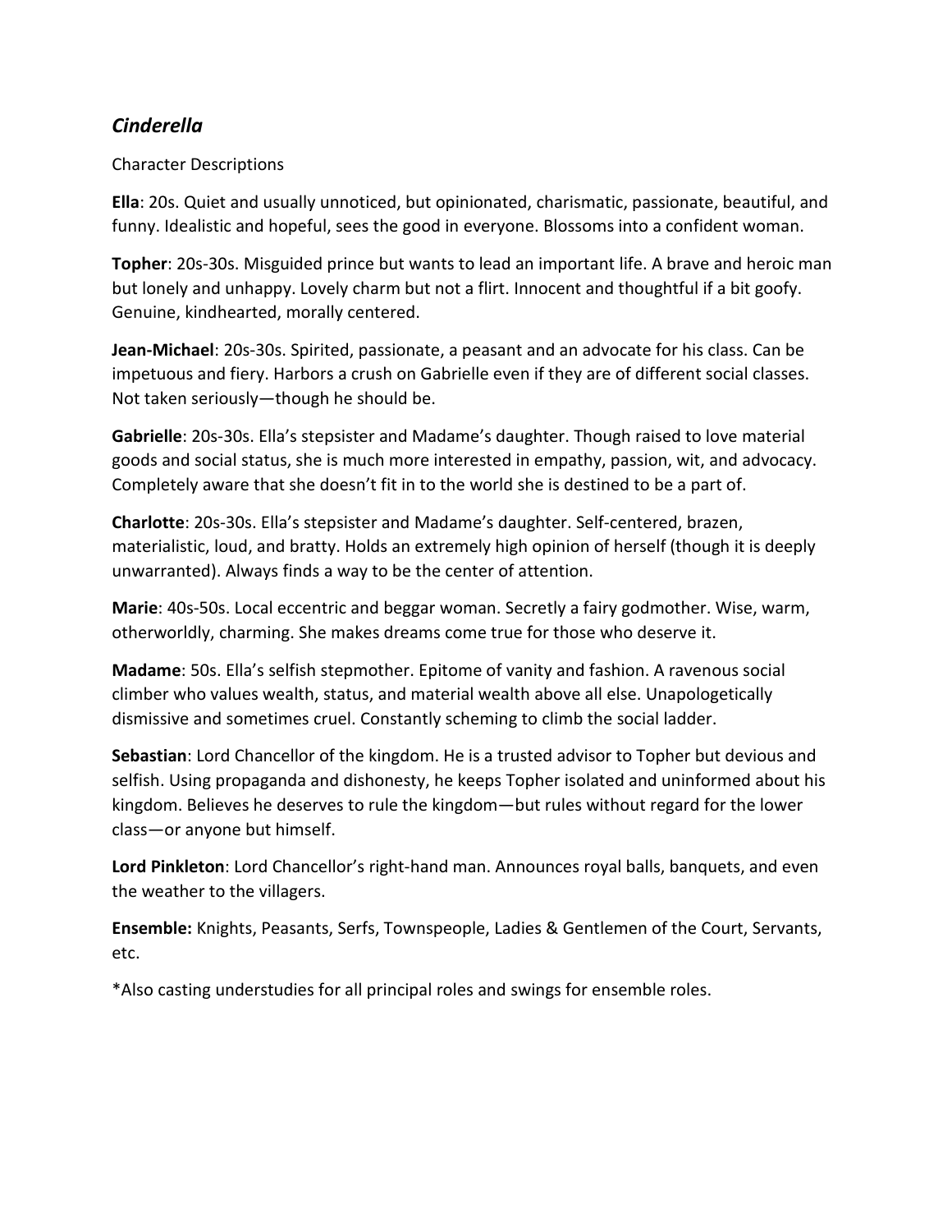## *Cinderella*

Character Descriptions

**Ella**: 20s. Quiet and usually unnoticed, but opinionated, charismatic, passionate, beautiful, and funny. Idealistic and hopeful, sees the good in everyone. Blossoms into a confident woman.

**Topher**: 20s-30s. Misguided prince but wants to lead an important life. A brave and heroic man but lonely and unhappy. Lovely charm but not a flirt. Innocent and thoughtful if a bit goofy. Genuine, kindhearted, morally centered.

**Jean-Michael**: 20s-30s. Spirited, passionate, a peasant and an advocate for his class. Can be impetuous and fiery. Harbors a crush on Gabrielle even if they are of different social classes. Not taken seriously—though he should be.

**Gabrielle**: 20s-30s. Ella's stepsister and Madame's daughter. Though raised to love material goods and social status, she is much more interested in empathy, passion, wit, and advocacy. Completely aware that she doesn't fit in to the world she is destined to be a part of.

**Charlotte**: 20s-30s. Ella's stepsister and Madame's daughter. Self-centered, brazen, materialistic, loud, and bratty. Holds an extremely high opinion of herself (though it is deeply unwarranted). Always finds a way to be the center of attention.

**Marie**: 40s-50s. Local eccentric and beggar woman. Secretly a fairy godmother. Wise, warm, otherworldly, charming. She makes dreams come true for those who deserve it.

**Madame**: 50s. Ella's selfish stepmother. Epitome of vanity and fashion. A ravenous social climber who values wealth, status, and material wealth above all else. Unapologetically dismissive and sometimes cruel. Constantly scheming to climb the social ladder.

**Sebastian**: Lord Chancellor of the kingdom. He is a trusted advisor to Topher but devious and selfish. Using propaganda and dishonesty, he keeps Topher isolated and uninformed about his kingdom. Believes he deserves to rule the kingdom—but rules without regard for the lower class—or anyone but himself.

**Lord Pinkleton**: Lord Chancellor's right-hand man. Announces royal balls, banquets, and even the weather to the villagers.

**Ensemble:** Knights, Peasants, Serfs, Townspeople, Ladies & Gentlemen of the Court, Servants, etc.

*Also casting understudies for all principal roles and swings for ensemble roles.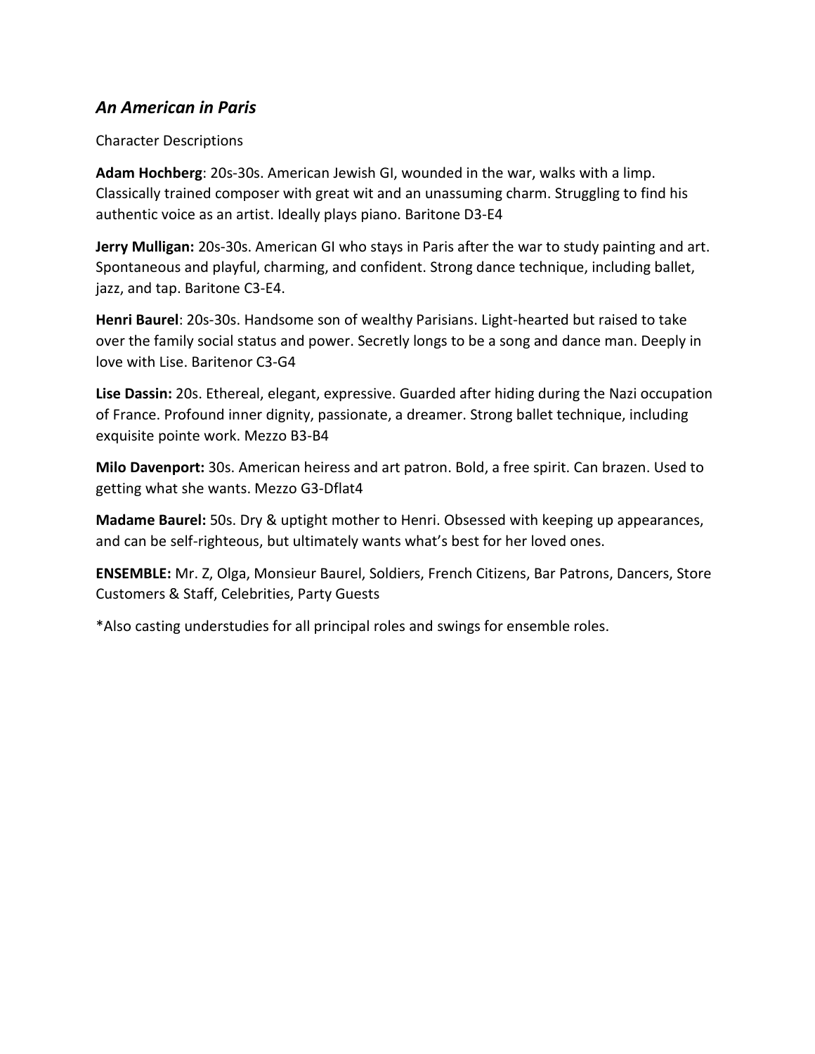## *An American in Paris*

Character Descriptions

**Adam Hochberg**: 20s-30s. American Jewish GI, wounded in the war, walks with a limp. Classically trained composer with great wit and an unassuming charm. Struggling to find his authentic voice as an artist. Ideally plays piano. Baritone D3-E4

**Jerry Mulligan:** 20s-30s. American GI who stays in Paris after the war to study painting and art. Spontaneous and playful, charming, and confident. Strong dance technique, including ballet, jazz, and tap. Baritone C3-E4.

**Henri Baurel**: 20s-30s. Handsome son of wealthy Parisians. Light-hearted but raised to take over the family social status and power. Secretly longs to be a song and dance man. Deeply in love with Lise. Baritenor C3-G4

**Lise Dassin:** 20s. Ethereal, elegant, expressive. Guarded after hiding during the Nazi occupation of France. Profound inner dignity, passionate, a dreamer. Strong ballet technique, including exquisite pointe work. Mezzo B3-B4

**Milo Davenport:** 30s. American heiress and art patron. Bold, a free spirit. Can brazen. Used to getting what she wants. Mezzo G3-Dflat4

**Madame Baurel:** 50s. Dry & uptight mother to Henri. Obsessed with keeping up appearances, and can be self-righteous, but ultimately wants what's best for her loved ones.

**ENSEMBLE:** Mr. Z, Olga, Monsieur Baurel, Soldiers, French Citizens, Bar Patrons, Dancers, Store Customers & Staff, Celebrities, Party Guests

*Also casting understudies for all principal roles and swings for ensemble roles.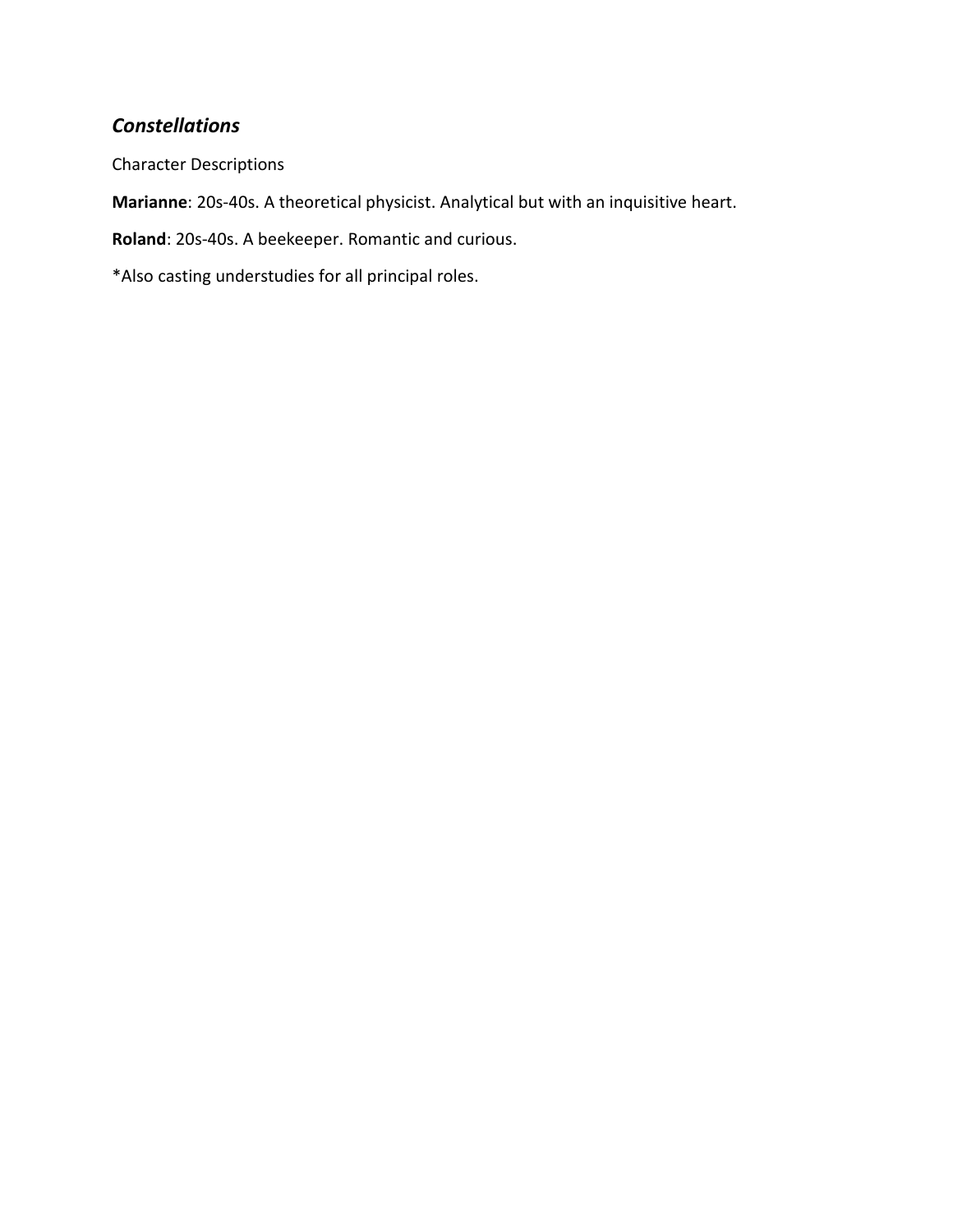## *Constellations*

Character Descriptions

**Marianne**: 20s-40s. A theoretical physicist. Analytical but with an inquisitive heart.

**Roland**: 20s-40s. A beekeeper. Romantic and curious.

*Also casting understudies for all principal roles.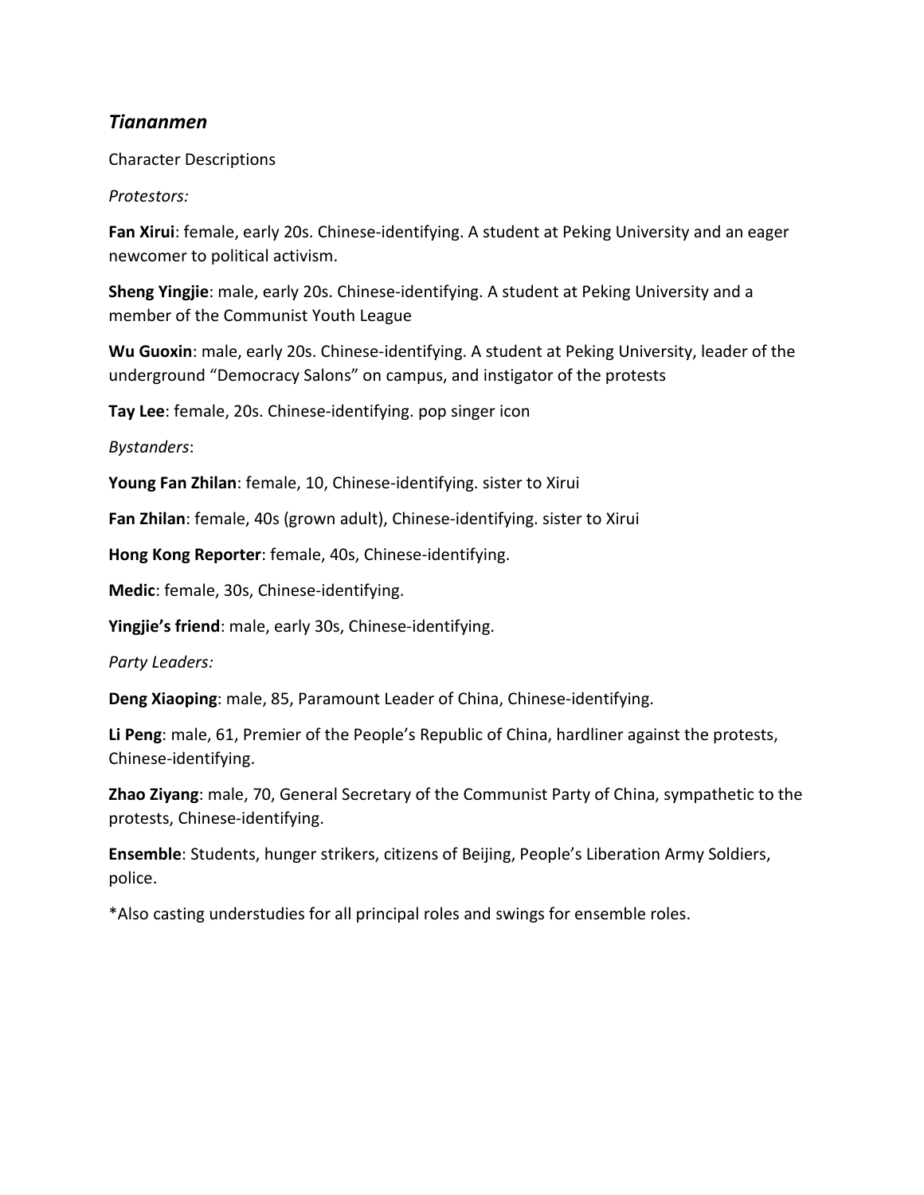## *Tiananmen*

Character Descriptions

*Protestors:*

**Fan Xirui**: female, early 20s. Chinese-identifying. A student at Peking University and an eager newcomer to political activism.

**Sheng Yingjie**: male, early 20s. Chinese-identifying. A student at Peking University and a member of the Communist Youth League

**Wu Guoxin**: male, early 20s. Chinese-identifying. A student at Peking University, leader of the underground "Democracy Salons" on campus, and instigator of the protests

**Tay Lee**: female, 20s. Chinese-identifying. pop singer icon

*Bystanders*:

**Young Fan Zhilan**: female, 10, Chinese-identifying. sister to Xirui

**Fan Zhilan**: female, 40s (grown adult), Chinese-identifying. sister to Xirui

**Hong Kong Reporter**: female, 40s, Chinese-identifying.

**Medic**: female, 30s, Chinese-identifying.

**Yingjie's friend**: male, early 30s, Chinese-identifying.

*Party Leaders:*

**Deng Xiaoping**: male, 85, Paramount Leader of China, Chinese-identifying.

**Li Peng**: male, 61, Premier of the People's Republic of China, hardliner against the protests, Chinese-identifying.

**Zhao Ziyang**: male, 70, General Secretary of the Communist Party of China, sympathetic to the protests, Chinese-identifying.

**Ensemble**: Students, hunger strikers, citizens of Beijing, People's Liberation Army Soldiers, police.

*Also casting understudies for all principal roles and swings for ensemble roles.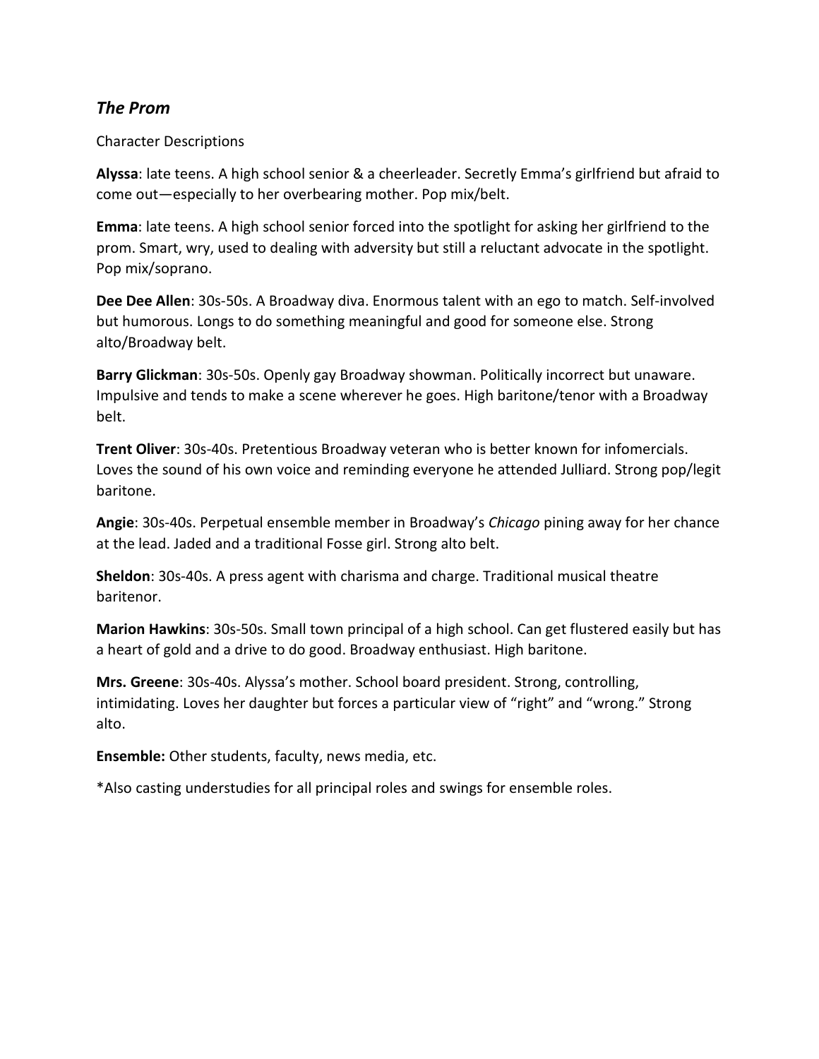## *The Prom*

Character Descriptions

**Alyssa**: late teens. A high school senior & a cheerleader. Secretly Emma's girlfriend but afraid to come out—especially to her overbearing mother. Pop mix/belt.

**Emma**: late teens. A high school senior forced into the spotlight for asking her girlfriend to the prom. Smart, wry, used to dealing with adversity but still a reluctant advocate in the spotlight. Pop mix/soprano.

**Dee Dee Allen**: 30s-50s. A Broadway diva. Enormous talent with an ego to match. Self-involved but humorous. Longs to do something meaningful and good for someone else. Strong alto/Broadway belt.

**Barry Glickman**: 30s-50s. Openly gay Broadway showman. Politically incorrect but unaware. Impulsive and tends to make a scene wherever he goes. High baritone/tenor with a Broadway belt.

**Trent Oliver**: 30s-40s. Pretentious Broadway veteran who is better known for infomercials. Loves the sound of his own voice and reminding everyone he attended Julliard. Strong pop/legit baritone.

**Angie**: 30s-40s. Perpetual ensemble member in Broadway's *Chicago* pining away for her chance at the lead. Jaded and a traditional Fosse girl. Strong alto belt.

**Sheldon**: 30s-40s. A press agent with charisma and charge. Traditional musical theatre baritenor.

**Marion Hawkins**: 30s-50s. Small town principal of a high school. Can get flustered easily but has a heart of gold and a drive to do good. Broadway enthusiast. High baritone.

**Mrs. Greene**: 30s-40s. Alyssa's mother. School board president. Strong, controlling, intimidating. Loves her daughter but forces a particular view of "right" and "wrong." Strong alto.

**Ensemble:** Other students, faculty, news media, etc.

*Also casting understudies for all principal roles and swings for ensemble roles.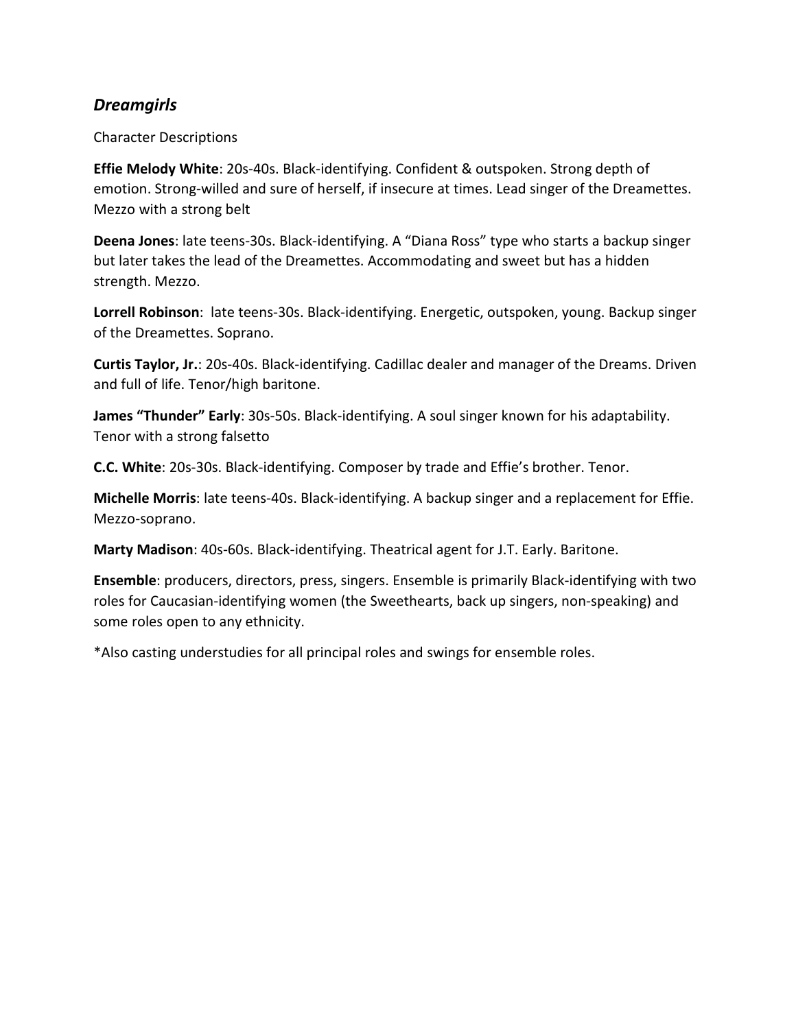## *Dreamgirls*

Character Descriptions

**Effie Melody White**: 20s-40s. Black-identifying. Confident & outspoken. Strong depth of emotion. Strong-willed and sure of herself, if insecure at times. Lead singer of the Dreamettes. Mezzo with a strong belt

**Deena Jones**: late teens-30s. Black-identifying. A "Diana Ross" type who starts a backup singer but later takes the lead of the Dreamettes. Accommodating and sweet but has a hidden strength. Mezzo.

**Lorrell Robinson**: late teens-30s. Black-identifying. Energetic, outspoken, young. Backup singer of the Dreamettes. Soprano.

**Curtis Taylor, Jr.**: 20s-40s. Black-identifying. Cadillac dealer and manager of the Dreams. Driven and full of life. Tenor/high baritone.

**James "Thunder" Early**: 30s-50s. Black-identifying. A soul singer known for his adaptability. Tenor with a strong falsetto

**C.C. White**: 20s-30s. Black-identifying. Composer by trade and Effie's brother. Tenor.

**Michelle Morris**: late teens-40s. Black-identifying. A backup singer and a replacement for Effie. Mezzo-soprano.

**Marty Madison**: 40s-60s. Black-identifying. Theatrical agent for J.T. Early. Baritone.

**Ensemble**: producers, directors, press, singers. Ensemble is primarily Black-identifying with two roles for Caucasian-identifying women (the Sweethearts, back up singers, non-speaking) and some roles open to any ethnicity.

*Also casting understudies for all principal roles and swings for ensemble roles.